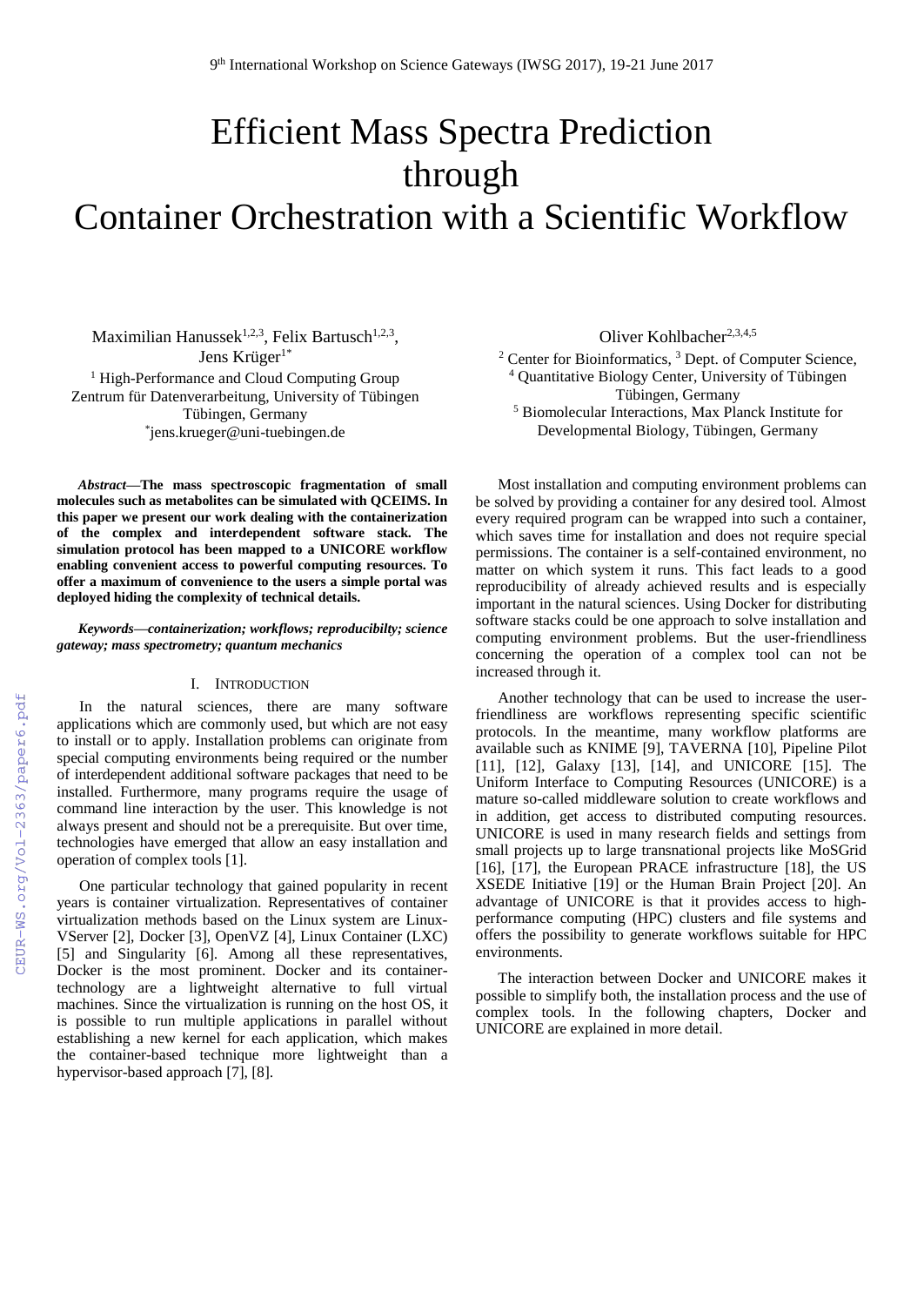# Efficient Mass Spectra Prediction through Container Orchestration with a Scientific Workflow

Maximilian Hanussek[1,2,3], Felix Bartusch[1,2,3], Jens Krüger[1*]

[1] High-Performance and Cloud Computing Group Zentrum für Datenverarbeitung, University of Tübingen Tübingen, Germany
[*]jens.krueger@uni-tuebingen.de

Oliver Kohlbacher[2,3,4,5]

[2] Center for Bioinformatics, [3] Dept. of Computer Science, [4] Quantitative Biology Center, University of Tübingen Tübingen, Germany
[5] Biomolecular Interactions, Max Planck Institute for Developmental Biology, Tübingen, Germany

***Abstract*—The mass spectroscopic fragmentation of small molecules such as metabolites can be simulated with QCEIMS. In this paper we present our work dealing with the containerization of the complex and interdependent software stack. The simulation protocol has been mapped to a UNICORE workflow enabling convenient access to powerful computing resources. To offer a maximum of convenience to the users a simple portal was deployed hiding the complexity of technical details.**

***Keywords*—*containerization; workflows; reproducibilty; science gateway; mass spectrometry; quantum mechanics***

## I. Introduction

In the natural sciences, there are many software applications which are commonly used, but which are not easy to install or to apply. Installation problems can originate from special computing environments being required or the number of interdependent additional software packages that need to be installed. Furthermore, many programs require the usage of command line interaction by the user. This knowledge is not always present and should not be a prerequisite. But over time, technologies have emerged that allow an easy installation and operation of complex tools [1].

One particular technology that gained popularity in recent years is container virtualization. Representatives of container virtualization methods based on the Linux system are Linux-VServer [2], Docker [3], OpenVZ [4], Linux Container (LXC) [5] and Singularity [6]. Among all these representatives, Docker is the most prominent. Docker and its container-technology are a lightweight alternative to full virtual machines. Since the virtualization is running on the host OS, it is possible to run multiple applications in parallel without establishing a new kernel for each application, which makes the container-based technique more lightweight than a hypervisor-based approach [7], [8].

Most installation and computing environment problems can be solved by providing a container for any desired tool. Almost every required program can be wrapped into such a container, which saves time for installation and does not require special permissions. The container is a self-contained environment, no matter on which system it runs. This fact leads to a good reproducibility of already achieved results and is especially important in the natural sciences. Using Docker for distributing software stacks could be one approach to solve installation and computing environment problems. But the user-friendliness concerning the operation of a complex tool can not be increased through it.

Another technology that can be used to increase the user-friendliness are workflows representing specific scientific protocols. In the meantime, many workflow platforms are available such as KNIME [9], TAVERNA [10], Pipeline Pilot [11], [12], Galaxy [13], [14], and UNICORE [15]. The Uniform Interface to Computing Resources (UNICORE) is a mature so-called middleware solution to create workflows and in addition, get access to distributed computing resources. UNICORE is used in many research fields and settings from small projects up to large transnational projects like MoSGrid [16], [17], the European PRACE infrastructure [18], the US XSEDE Initiative [19] or the Human Brain Project [20]. An advantage of UNICORE is that it provides access to high-performance computing (HPC) clusters and file systems and offers the possibility to generate workflows suitable for HPC environments.

The interaction between Docker and UNICORE makes it possible to simplify both, the installation process and the use of complex tools. In the following chapters, Docker and UNICORE are explained in more detail.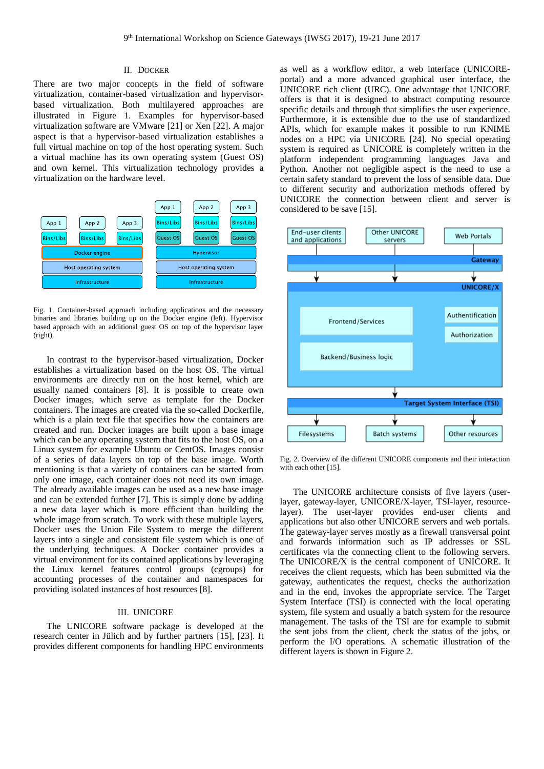## II. DOCKER

There are two major concepts in the field of software virtualization, container-based virtualization and hypervisor-based virtualization. Both multilayered approaches are illustrated in Figure 1. Examples for hypervisor-based virtualization software are VMware [21] or Xen [22]. A major aspect is that a hypervisor-based virtualization establishes a full virtual machine on top of the host operating system. Such a virtual machine has its own operating system (Guest OS) and own kernel. This virtualization technology provides a virtualization on the hardware level.

Fig. 1. Container-based approach including applications and the necessary binaries and libraries building up on the Docker engine (left). Hypervisor based approach with an additional guest OS on top of the hypervisor layer (right).

In contrast to the hypervisor-based virtualization, Docker establishes a virtualization based on the host OS. The virtual environments are directly run on the host kernel, which are usually named containers [8]. It is possible to create own Docker images, which serve as template for the Docker containers. The images are created via the so-called Dockerfile, which is a plain text file that specifies how the containers are created and run. Docker images are built upon a base image which can be any operating system that fits to the host OS, on a Linux system for example Ubuntu or CentOS. Images consist of a series of data layers on top of the base image. Worth mentioning is that a variety of containers can be started from only one image, each container does not need its own image. The already available images can be used as a new base image and can be extended further [7]. This is simply done by adding a new data layer which is more efficient than building the whole image from scratch. To work with these multiple layers, Docker uses the Union File System to merge the different layers into a single and consistent file system which is one of the underlying techniques. A Docker container provides a virtual environment for its contained applications by leveraging the Linux kernel features control groups (cgroups) for accounting processes of the container and namespaces for providing isolated instances of host resources [8].

## III. UNICORE

The UNICORE software package is developed at the research center in Jülich and by further partners [15], [23]. It provides different components for handling HPC environments as well as a workflow editor, a web interface (UNICORE-portal) and a more advanced graphical user interface, the UNICORE rich client (URC). One advantage that UNICORE offers is that it is designed to abstract computing resource specific details and through that simplifies the user experience. Furthermore, it is extensible due to the use of standardized APIs, which for example makes it possible to run KNIME nodes on a HPC via UNICORE [24]. No special operating system is required as UNICORE is completely written in the platform independent programming languages Java and Python. Another not negligible aspect is the need to use a certain safety standard to prevent the loss of sensible data. Due to different security and authorization methods offered by UNICORE the connection between client and server is considered to be save [15].

Fig. 2. Overview of the different UNICORE components and their interaction with each other [15].

The UNICORE architecture consists of five layers (user-layer, gateway-layer, UNICORE/X-layer, TSI-layer, resource-layer). The user-layer provides end-user clients and applications but also other UNICORE servers and web portals. The gateway-layer serves mostly as a firewall transversal point and forwards information such as IP addresses or SSL certificates via the connecting client to the following servers. The UNICORE/X is the central component of UNICORE. It receives the client requests, which has been submitted via the gateway, authenticates the request, checks the authorization and in the end, invokes the appropriate service. The Target System Interface (TSI) is connected with the local operating system, file system and usually a batch system for the resource management. The tasks of the TSI are for example to submit the sent jobs from the client, check the status of the jobs, or perform the I/O operations. A schematic illustration of the different layers is shown in Figure 2.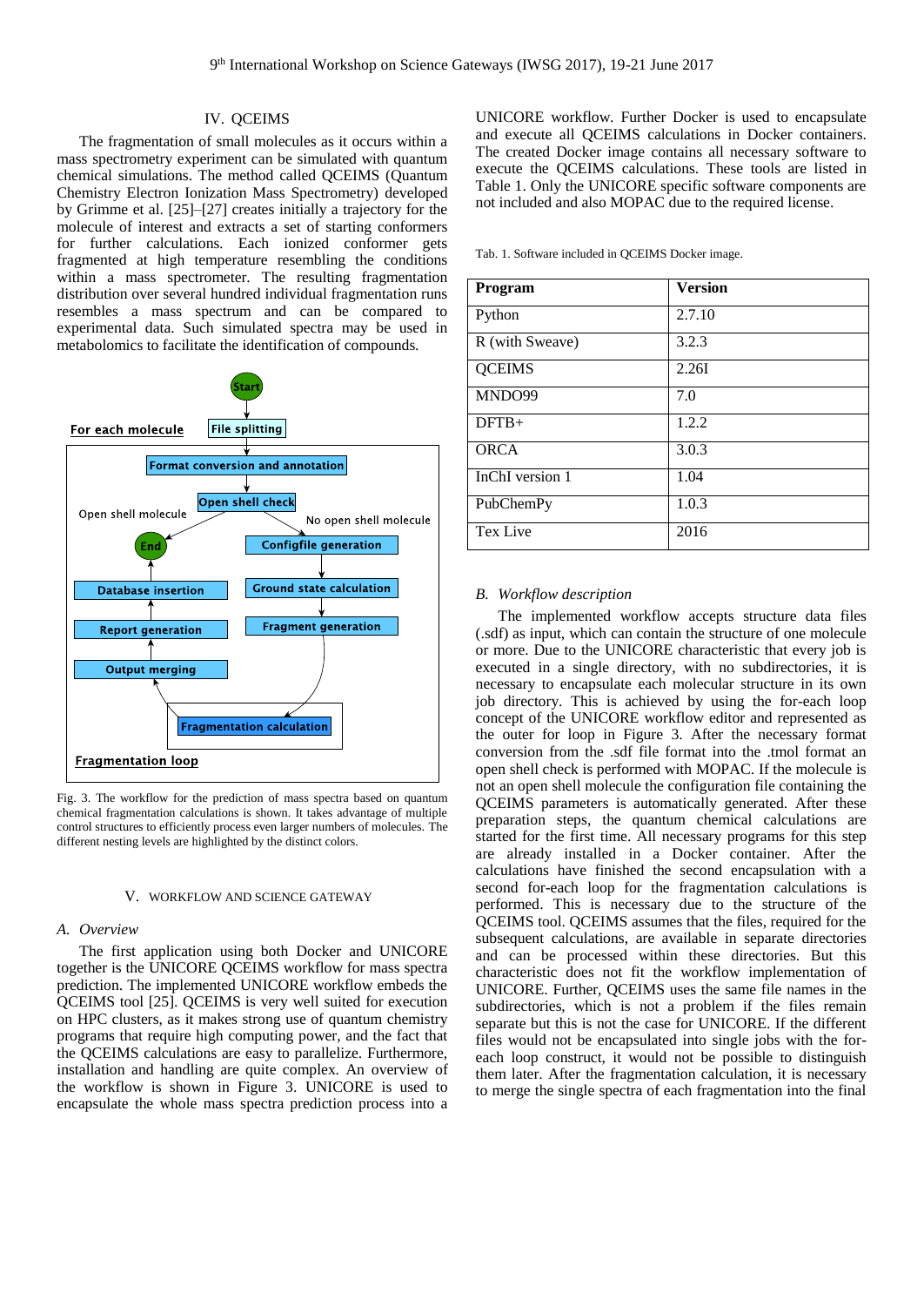## IV. QCEIMS

The fragmentation of small molecules as it occurs within a mass spectrometry experiment can be simulated with quantum chemical simulations. The method called QCEIMS (Quantum Chemistry Electron Ionization Mass Spectrometry) developed by Grimme et al. [25]–[27] creates initially a trajectory for the molecule of interest and extracts a set of starting conformers for further calculations. Each ionized conformer gets fragmented at high temperature resembling the conditions within a mass spectrometer. The resulting fragmentation distribution over several hundred individual fragmentation runs resembles a mass spectrum and can be compared to experimental data. Such simulated spectra may be used in metabolomics to facilitate the identification of compounds.

Fig. 3. The workflow for the prediction of mass spectra based on quantum chemical fragmentation calculations is shown. It takes advantage of multiple control structures to efficiently process even larger numbers of molecules. The different nesting levels are highlighted by the distinct colors.

## V. WORKFLOW AND SCIENCE GATEWAY

### A. Overview

The first application using both Docker and UNICORE together is the UNICORE QCEIMS workflow for mass spectra prediction. The implemented UNICORE workflow embeds the QCEIMS tool [25]. QCEIMS is very well suited for execution on HPC clusters, as it makes strong use of quantum chemistry programs that require high computing power, and the fact that the QCEIMS calculations are easy to parallelize. Furthermore, installation and handling are quite complex. An overview of the workflow is shown in Figure 3. UNICORE is used to encapsulate the whole mass spectra prediction process into a UNICORE workflow. Further Docker is used to encapsulate and execute all QCEIMS calculations in Docker containers. The created Docker image contains all necessary software to execute the QCEIMS calculations. These tools are listed in Table 1. Only the UNICORE specific software components are not included and also MOPAC due to the required license.

Tab. 1. Software included in QCEIMS Docker image.

| Program | Version |
|---|---|
| Python | 2.7.10 |
| R (with Sweave) | 3.2.3 |
| QCEIMS | 2.26I |
| MNDO99 | 7.0 |
| DFTB+ | 1.2.2 |
| ORCA | 3.0.3 |
| InChI version 1 | 1.04 |
| PubChemPy | 1.0.3 |
| Tex Live | 2016 |

### B. Workflow description

The implemented workflow accepts structure data files (.sdf) as input, which can contain the structure of one molecule or more. Due to the UNICORE characteristic that every job is executed in a single directory, with no subdirectories, it is necessary to encapsulate each molecular structure in its own job directory. This is achieved by using the for-each loop concept of the UNICORE workflow editor and represented as the outer for loop in Figure 3. After the necessary format conversion from the .sdf file format into the .tmol format an open shell check is performed with MOPAC. If the molecule is not an open shell molecule the configuration file containing the QCEIMS parameters is automatically generated. After these preparation steps, the quantum chemical calculations are started for the first time. All necessary programs for this step are already installed in a Docker container. After the calculations have finished the second encapsulation with a second for-each loop for the fragmentation calculations is performed. This is necessary due to the structure of the QCEIMS tool. QCEIMS assumes that the files, required for the subsequent calculations, are available in separate directories and can be processed within these directories. But this characteristic does not fit the workflow implementation of UNICORE. Further, QCEIMS uses the same file names in the subdirectories, which is not a problem if the files remain separate but this is not the case for UNICORE. If the different files would not be encapsulated into single jobs with the for-each loop construct, it would not be possible to distinguish them later. After the fragmentation calculation, it is necessary to merge the single spectra of each fragmentation into the final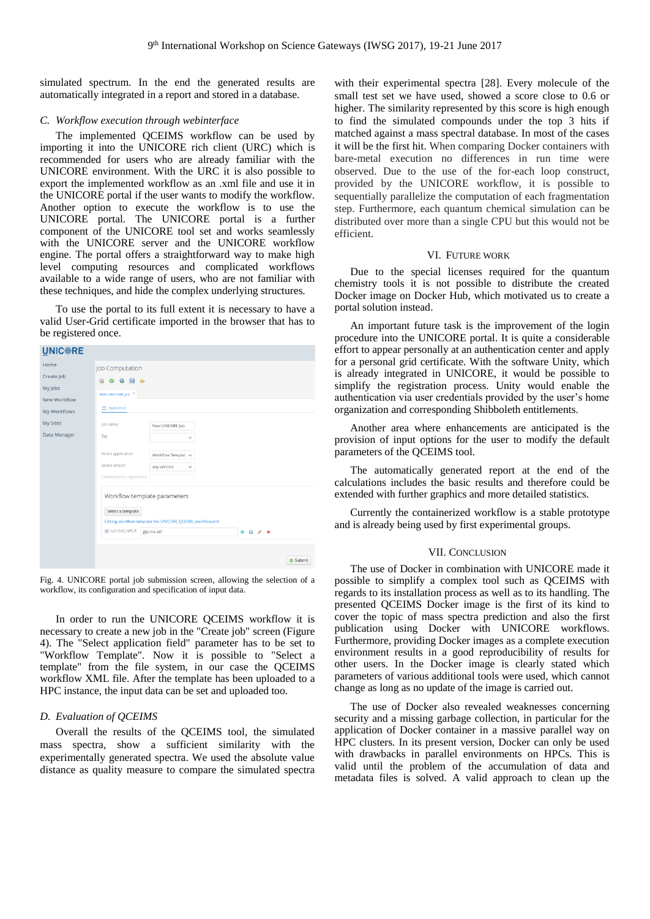simulated spectrum. In the end the generated results are automatically integrated in a report and stored in a database.

### C. Workflow execution through webinterface

The implemented QCEIMS workflow can be used by importing it into the UNICORE rich client (URC) which is recommended for users who are already familiar with the UNICORE environment. With the URC it is also possible to export the implemented workflow as an .xml file and use it in the UNICORE portal if the user wants to modify the workflow. Another option to execute the workflow is to use the UNICORE portal. The UNICORE portal is a further component of the UNICORE tool set and works seamlessly with the UNICORE server and the UNICORE workflow engine. The portal offers a straightforward way to make high level computing resources and complicated workflows available to a wide range of users, who are not familiar with these techniques, and hide the complex underlying structures.

To use the portal to its full extent it is necessary to have a valid User-Grid certificate imported in the browser that has to be registered once.

Fig. 4. UNICORE portal job submission screen, allowing the selection of a workflow, its configuration and specification of input data.

In order to run the UNICORE QCEIMS workflow it is necessary to create a new job in the "Create job" screen (Figure 4). The "Select application field" parameter has to be set to "Workflow Template". Now it is possible to "Select a template" from the file system, in our case the QCEIMS workflow XML file. After the template has been uploaded to a HPC instance, the input data can be set and uploaded too.

### D. Evaluation of QCEIMS

Overall the results of the QCEIMS tool, the simulated mass spectra, show a sufficient similarity with the experimentally generated spectra. We used the absolute value distance as quality measure to compare the simulated spectra with their experimental spectra [28]. Every molecule of the small test set we have used, showed a score close to 0.6 or higher. The similarity represented by this score is high enough to find the simulated compounds under the top 3 hits if matched against a mass spectral database. In most of the cases it will be the first hit. When comparing Docker containers with bare-metal execution no differences in run time were observed. Due to the use of the for-each loop construct, provided by the UNICORE workflow, it is possible to sequentially parallelize the computation of each fragmentation step. Furthermore, each quantum chemical simulation can be distributed over more than a single CPU but this would not be efficient.

## VI. Future Work

Due to the special licenses required for the quantum chemistry tools it is not possible to distribute the created Docker image on Docker Hub, which motivated us to create a portal solution instead.

An important future task is the improvement of the login procedure into the UNICORE portal. It is quite a considerable effort to appear personally at an authentication center and apply for a personal grid certificate. With the software Unity, which is already integrated in UNICORE, it would be possible to simplify the registration process. Unity would enable the authentication via user credentials provided by the user's home organization and corresponding Shibboleth entitlements.

Another area where enhancements are anticipated is the provision of input options for the user to modify the default parameters of the QCEIMS tool.

The automatically generated report at the end of the calculations includes the basic results and therefore could be extended with further graphics and more detailed statistics.

Currently the containerized workflow is a stable prototype and is already being used by first experimental groups.

## VII. Conclusion

The use of Docker in combination with UNICORE made it possible to simplify a complex tool such as QCEIMS with regards to its installation process as well as to its handling. The presented QCEIMS Docker image is the first of its kind to cover the topic of mass spectra prediction and also the first publication using Docker with UNICORE workflows. Furthermore, providing Docker images as a complete execution environment results in a good reproducibility of results for other users. In the Docker image is clearly stated which parameters of various additional tools were used, which cannot change as long as no update of the image is carried out.

The use of Docker also revealed weaknesses concerning security and a missing garbage collection, in particular for the application of Docker container in a massive parallel way on HPC clusters. In its present version, Docker can only be used with drawbacks in parallel environments on HPCs. This is valid until the problem of the accumulation of data and metadata files is solved. A valid approach to clean up the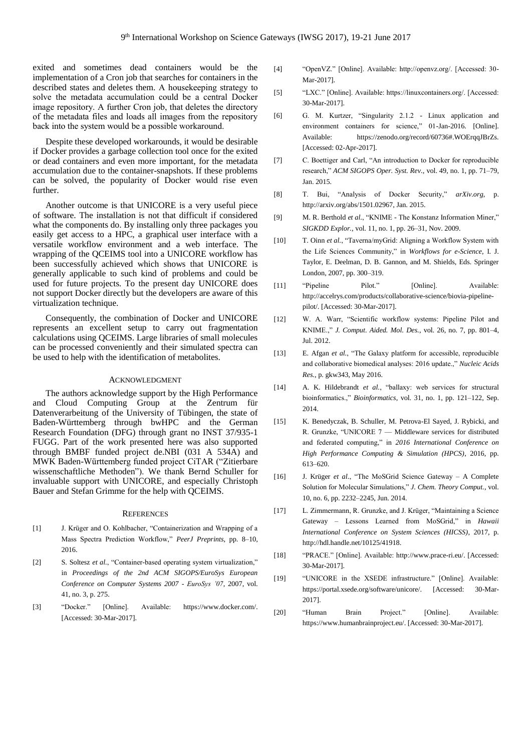exited and sometimes dead containers would be the implementation of a Cron job that searches for containers in the described states and deletes them. A housekeeping strategy to solve the metadata accumulation could be a central Docker image repository. A further Cron job, that deletes the directory of the metadata files and loads all images from the repository back into the system would be a possible workaround.

Despite these developed workarounds, it would be desirable if Docker provides a garbage collection tool once for the exited or dead containers and even more important, for the metadata accumulation due to the container-snapshots. If these problems can be solved, the popularity of Docker would rise even further.

Another outcome is that UNICORE is a very useful piece of software. The installation is not that difficult if considered what the components do. By installing only three packages you easily get access to a HPC, a graphical user interface with a versatile workflow environment and a web interface. The wrapping of the QCEIMS tool into a UNICORE workflow has been successfully achieved which shows that UNICORE is generally applicable to such kind of problems and could be used for future projects. To the present day UNICORE does not support Docker directly but the developers are aware of this virtualization technique.

Consequently, the combination of Docker and UNICORE represents an excellent setup to carry out fragmentation calculations using QCEIMS. Large libraries of small molecules can be processed conveniently and their simulated spectra can be used to help with the identification of metabolites.

## Acknowledgment

The authors acknowledge support by the High Performance and Cloud Computing Group at the Zentrum für Datenverarbeitung of the University of Tübingen, the state of Baden-Württemberg through bwHPC and the German Research Foundation (DFG) through grant no INST 37/935-1 FUGG. Part of the work presented here was also supported through BMBF funded project de.NBI (031 A 534A) and MWK Baden-Württemberg funded project CiTAR ("Zitierbare wissenschaftliche Methoden"). We thank Bernd Schuller for invaluable support with UNICORE, and especially Christoph Bauer and Stefan Grimme for the help with QCEIMS.

## References

[1] J. Krüger and O. Kohlbacher, "Containerization and Wrapping of a Mass Spectra Prediction Workflow," *PeerJ Preprints*, pp. 8–10, 2016.

[2] S. Soltesz *et al.*, "Container-based operating system virtualization," in *Proceedings of the 2nd ACM SIGOPS/EuroSys European Conference on Computer Systems 2007 - EuroSys '07*, 2007, vol. 41, no. 3, p. 275.

[3] "Docker." [Online]. Available: https://www.docker.com/. [Accessed: 30-Mar-2017].

[4] "OpenVZ." [Online]. Available: http://openvz.org/. [Accessed: 30-Mar-2017].

[5] "LXC." [Online]. Available: https://linuxcontainers.org/. [Accessed: 30-Mar-2017].

[6] G. M. Kurtzer, "Singularity 2.1.2 - Linux application and environment containers for science," 01-Jan-2016. [Online]. Available: https://zenodo.org/record/60736#.WOErqqJBrZs. [Accessed: 02-Apr-2017].

[7] C. Boettiger and Carl, "An introduction to Docker for reproducible research," *ACM SIGOPS Oper. Syst. Rev.*, vol. 49, no. 1, pp. 71–79, Jan. 2015.

[8] T. Bui, "Analysis of Docker Security," *arXiv.org*, p. http://arxiv.org/abs/1501.02967, Jan. 2015.

[9] M. R. Berthold *et al.*, "KNIME - The Konstanz Information Miner," *SIGKDD Explor.*, vol. 11, no. 1, pp. 26–31, Nov. 2009.

[10] T. Oinn *et al.*, "Taverna/myGrid: Aligning a Workflow System with the Life Sciences Community," in *Workflows for e-Science*, I. J. Taylor, E. Deelman, D. B. Gannon, and M. Shields, Eds. Springer London, 2007, pp. 300–319.

[11] "Pipeline Pilot." [Online]. Available: http://accelrys.com/products/collaborative-science/biovia-pipeline-pilot/. [Accessed: 30-Mar-2017].

[12] W. A. Warr, "Scientific workflow systems: Pipeline Pilot and KNIME.," *J. Comput. Aided. Mol. Des.*, vol. 26, no. 7, pp. 801–4, Jul. 2012.

[13] E. Afgan *et al.*, "The Galaxy platform for accessible, reproducible and collaborative biomedical analyses: 2016 update.," *Nucleic Acids Res.*, p. gkw343, May 2016.

[14] A. K. Hildebrandt *et al.*, "ballaxy: web services for structural bioinformatics.," *Bioinformatics*, vol. 31, no. 1, pp. 121–122, Sep. 2014.

[15] K. Benedyczak, B. Schuller, M. Petrova-El Sayed, J. Rybicki, and R. Grunzke, "UNICORE 7 — Middleware services for distributed and federated computing," in *2016 International Conference on High Performance Computing & Simulation (HPCS)*, 2016, pp. 613–620.

[16] J. Krüger *et al.*, "The MoSGrid Science Gateway – A Complete Solution for Molecular Simulations," *J. Chem. Theory Comput.*, vol. 10, no. 6, pp. 2232–2245, Jun. 2014.

[17] L. Zimmermann, R. Grunzke, and J. Krüger, "Maintaining a Science Gateway – Lessons Learned from MoSGrid," in *Hawaii International Conference on System Sciences (HICSS)*, 2017, p. http://hdl.handle.net/10125/41918.

[18] "PRACE." [Online]. Available: http://www.prace-ri.eu/. [Accessed: 30-Mar-2017].

[19] "UNICORE in the XSEDE infrastructure." [Online]. Available: https://portal.xsede.org/software/unicore/. [Accessed: 30-Mar-2017].

[20] "Human Brain Project." [Online]. Available: https://www.humanbrainproject.eu/. [Accessed: 30-Mar-2017].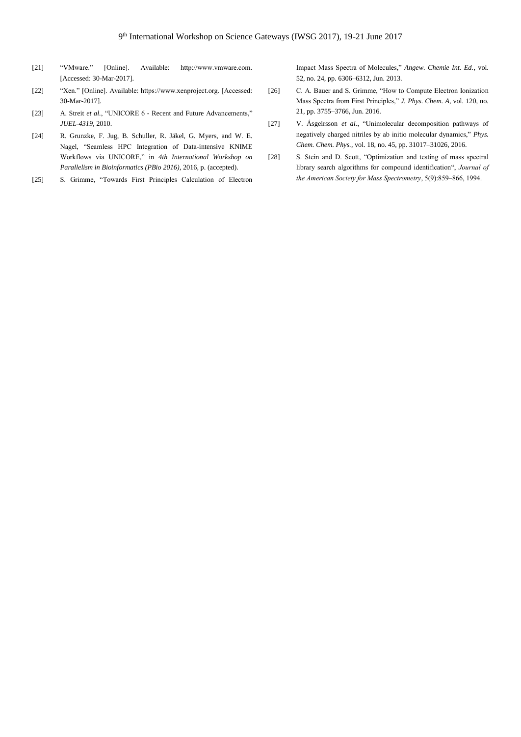[21] "VMware." [Online]. Available: http://www.vmware.com. [Accessed: 30-Mar-2017].

[22] "Xen." [Online]. Available: https://www.xenproject.org. [Accessed: 30-Mar-2017].

[23] A. Streit *et al.*, "UNICORE 6 - Recent and Future Advancements," *JUEL-4319*, 2010.

[24] R. Grunzke, F. Jug, B. Schuller, R. Jäkel, G. Myers, and W. E. Nagel, "Seamless HPC Integration of Data-intensive KNIME Workflows via UNICORE," in *4th International Workshop on Parallelism in Bioinformatics (PBio 2016)*, 2016, p. (accepted).

[25] S. Grimme, "Towards First Principles Calculation of Electron Impact Mass Spectra of Molecules," *Angew. Chemie Int. Ed.*, vol. 52, no. 24, pp. 6306–6312, Jun. 2013.

[26] C. A. Bauer and S. Grimme, "How to Compute Electron Ionization Mass Spectra from First Principles," *J. Phys. Chem. A*, vol. 120, no. 21, pp. 3755–3766, Jun. 2016.

[27] V. Ásgeirsson *et al.*, "Unimolecular decomposition pathways of negatively charged nitriles by ab initio molecular dynamics," *Phys. Chem. Chem. Phys.*, vol. 18, no. 45, pp. 31017–31026, 2016.

[28] S. Stein and D. Scott, "Optimization and testing of mass spectral library search algorithms for compound identification", *Journal of the American Society for Mass Spectrometry*, 5(9):859–866, 1994.